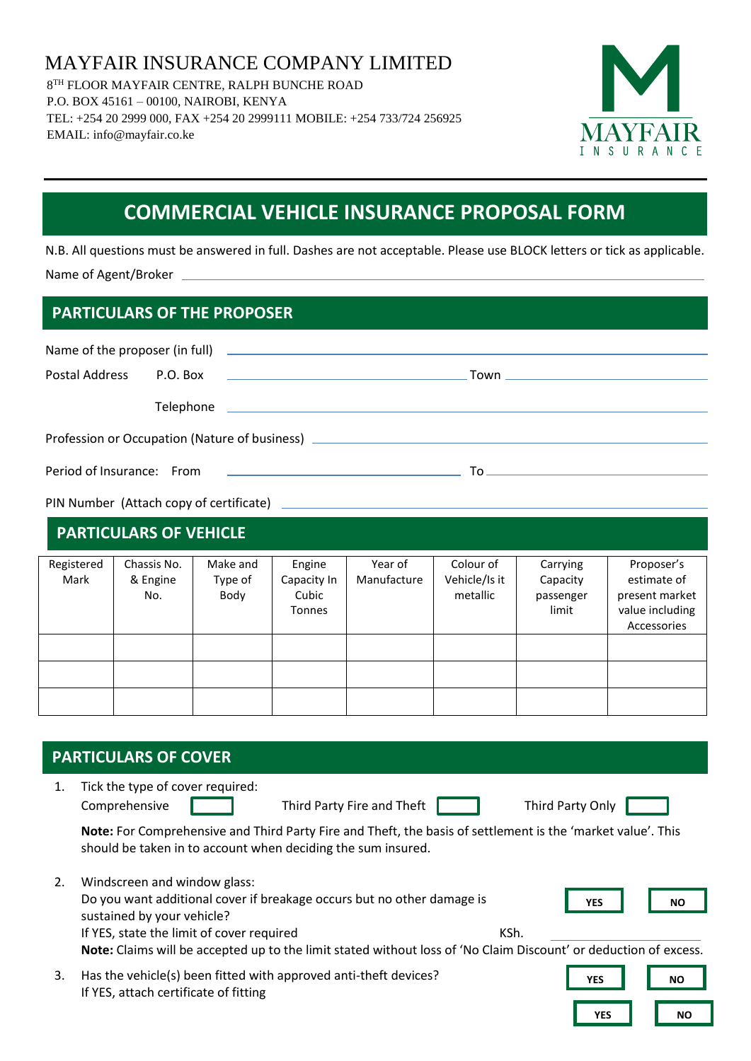MAYFAIR INSURANCE COMPANY LIMITED

8TH FLOOR MAYFAIR CENTRE, RALPH BUNCHE ROAD
P.O. BOX 45161 – 00100, NAIROBI, KENYA
TEL: +254 20 2999 000, FAX +254 20 2999111 MOBILE: +254 733/724 256925
EMAIL: info@mayfair.co.ke

MAYFAIR INSURANCE

# COMMERCIAL VEHICLE INSURANCE PROPOSAL FORM

N.B. All questions must be answered in full. Dashes are not acceptable. Please use BLOCK letters or tick as applicable.

Name of Agent/Broker ______________________________

## PARTICULARS OF THE PROPOSER

Name of the proposer (in full) ______________________________

Postal Address P.O. Box ______________________________ Town ______________________________

Telephone ______________________________

Profession or Occupation (Nature of business) ______________________________

Period of Insurance: From ______________________________ To ______________________________

PIN Number (Attach copy of certificate) ______________________________

## PARTICULARS OF VEHICLE

| Registered Mark | Chassis No. & Engine No. | Make and Type of Body | Engine Capacity In Cubic Tonnes | Year of Manufacture | Colour of Vehicle/Is it metallic | Carrying Capacity passenger limit | Proposer's estimate of present market value including Accessories |
|---|---|---|---|---|---|---|---|
| | | | | | | | |
| | | | | | | | |
| | | | | | | | |

## PARTICULARS OF COVER

1. Tick the type of cover required:
   Comprehensive ☐ Third Party Fire and Theft ☐ Third Party Only ☐

   **Note:** For Comprehensive and Third Party Fire and Theft, the basis of settlement is the 'market value'. This should be taken in to account when deciding the sum insured.

2. Windscreen and window glass:
   Do you want additional cover if breakage occurs but no other damage is sustained by your vehicle? **YES** ☐ **NO** ☐
   If YES, state the limit of cover required KSh. ______________________________
   **Note:** Claims will be accepted up to the limit stated without loss of 'No Claim Discount' or deduction of excess.

3. Has the vehicle(s) been fitted with approved anti-theft devices? **YES** ☐ **NO** ☐
   If YES, attach certificate of fitting **YES** ☐ **NO** ☐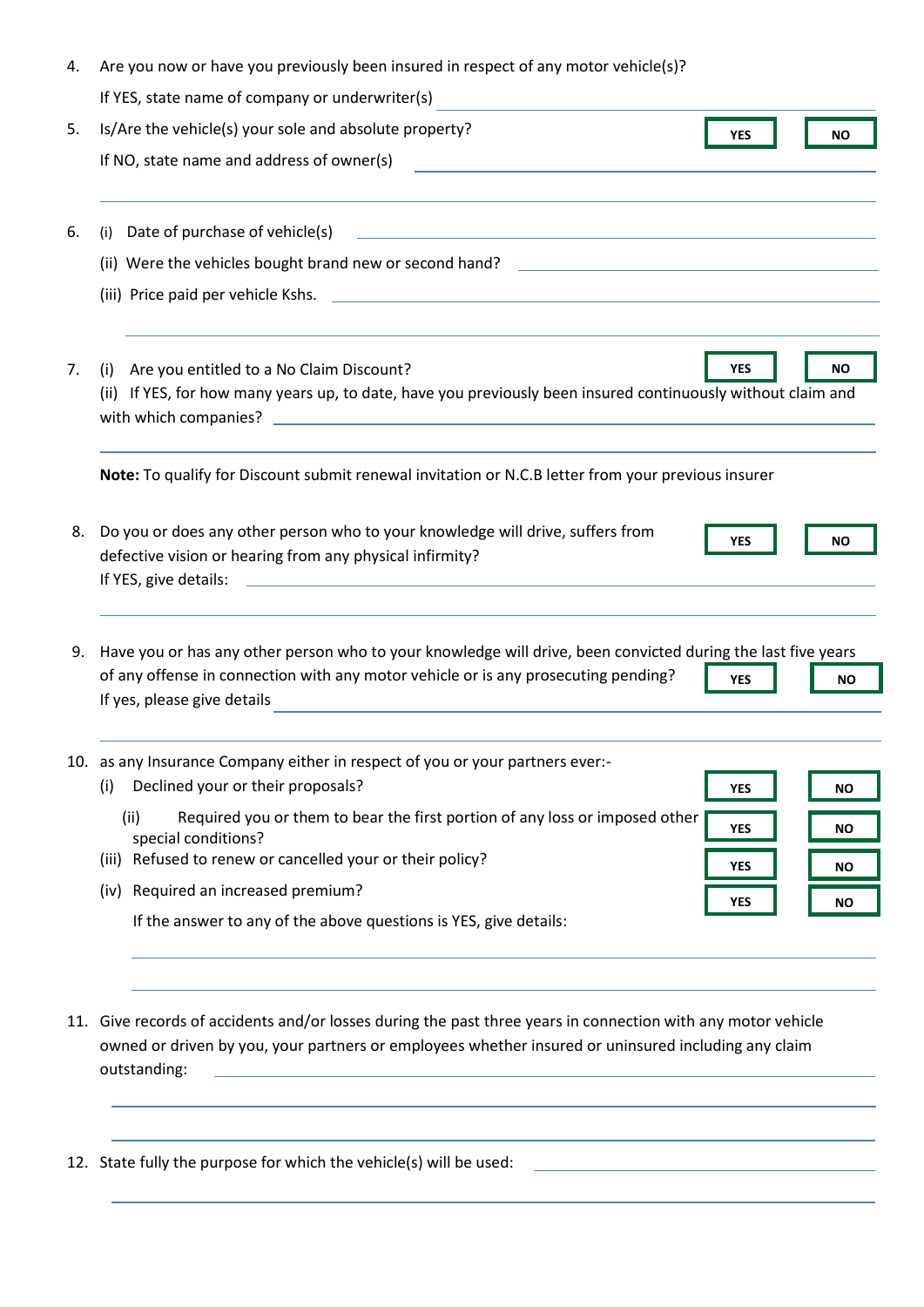4. Are you now or have you previously been insured in respect of any motor vehicle(s)?

   If YES, state name of company or underwriter(s) \_\_\_\_\_\_\_\_\_\_\_\_\_\_\_\_\_\_\_\_

5. Is/Are the vehicle(s) your sole and absolute property? YES NO

   If NO, state name and address of owner(s) \_\_\_\_\_\_\_\_\_\_\_\_\_\_\_\_\_\_\_\_

6. (i) Date of purchase of vehicle(s) \_\_\_\_\_\_\_\_\_\_\_\_\_\_\_\_\_\_\_\_

   (ii) Were the vehicles bought brand new or second hand? \_\_\_\_\_\_\_\_\_\_\_\_\_\_\_\_\_\_\_\_

   (iii) Price paid per vehicle Kshs. \_\_\_\_\_\_\_\_\_\_\_\_\_\_\_\_\_\_\_\_

7. (i) Are you entitled to a No Claim Discount? YES NO

   (ii) If YES, for how many years up, to date, have you previously been insured continuously without claim and with which companies? \_\_\_\_\_\_\_\_\_\_\_\_\_\_\_\_\_\_\_\_

   **Note:** To qualify for Discount submit renewal invitation or N.C.B letter from your previous insurer

8. Do you or does any other person who to your knowledge will drive, suffers from defective vision or hearing from any physical infirmity? YES NO

   If YES, give details: \_\_\_\_\_\_\_\_\_\_\_\_\_\_\_\_\_\_\_\_

9. Have you or has any other person who to your knowledge will drive, been convicted during the last five years of any offense in connection with any motor vehicle or is any prosecuting pending? YES NO

   If yes, please give details \_\_\_\_\_\_\_\_\_\_\_\_\_\_\_\_\_\_\_\_

10. as any Insurance Company either in respect of you or your partners ever:-

    (i) Declined your or their proposals? YES NO

    (ii) Required you or them to bear the first portion of any loss or imposed other special conditions? YES NO

    (iii) Refused to renew or cancelled your or their policy? YES NO

    (iv) Required an increased premium? YES NO

    If the answer to any of the above questions is YES, give details:

    \_\_\_\_\_\_\_\_\_\_\_\_\_\_\_\_\_\_\_\_

11. Give records of accidents and/or losses during the past three years in connection with any motor vehicle owned or driven by you, your partners or employees whether insured or uninsured including any claim outstanding: \_\_\_\_\_\_\_\_\_\_\_\_\_\_\_\_\_\_\_\_

12. State fully the purpose for which the vehicle(s) will be used: \_\_\_\_\_\_\_\_\_\_\_\_\_\_\_\_\_\_\_\_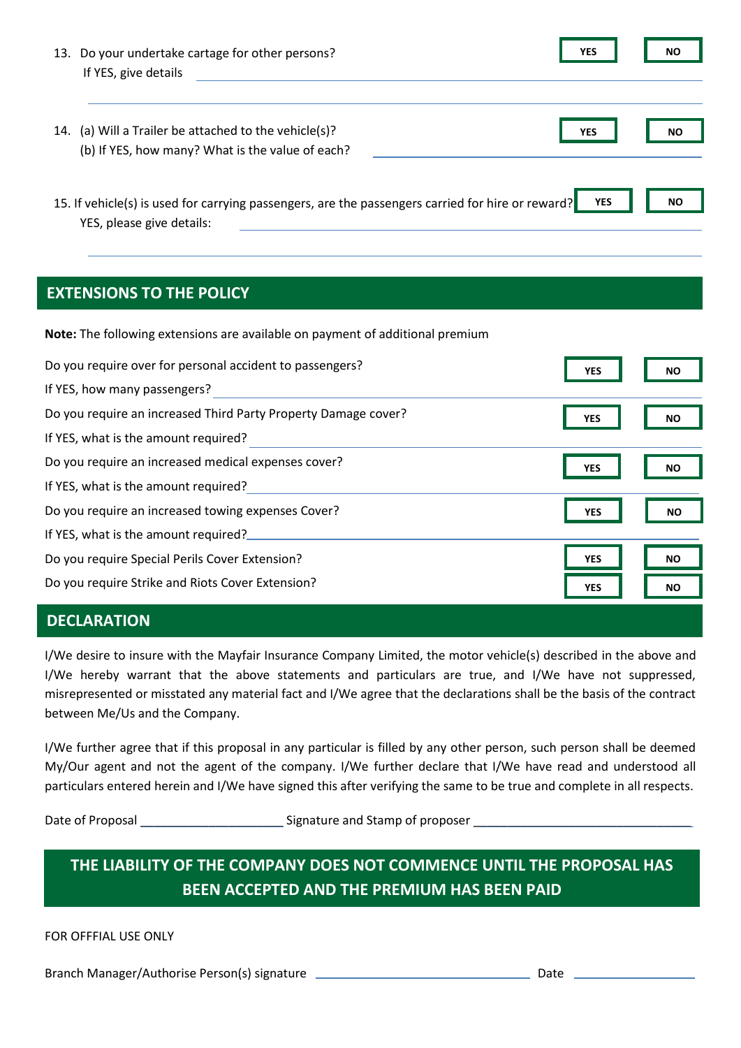13. Do your undertake cartage for other persons? YES NO
    If YES, give details ______________________________

14. (a) Will a Trailer be attached to the vehicle(s)? YES NO
    (b) If YES, how many? What is the value of each? ______________________________

15. If vehicle(s) is used for carrying passengers, are the passengers carried for hire or reward? YES NO
    YES, please give details: ______________________________

## EXTENSIONS TO THE POLICY

**Note:** The following extensions are available on payment of additional premium

Do you require over for personal accident to passengers? YES NO
If YES, how many passengers? ______________________________

Do you require an increased Third Party Property Damage cover? YES NO
If YES, what is the amount required? ______________________________

Do you require an increased medical expenses cover? YES NO
If YES, what is the amount required? ______________________________

Do you require an increased towing expenses Cover? YES NO
If YES, what is the amount required? ______________________________

Do you require Special Perils Cover Extension? YES NO

Do you require Strike and Riots Cover Extension? YES NO

## DECLARATION

I/We desire to insure with the Mayfair Insurance Company Limited, the motor vehicle(s) described in the above and I/We hereby warrant that the above statements and particulars are true, and I/We have not suppressed, misrepresented or misstated any material fact and I/We agree that the declarations shall be the basis of the contract between Me/Us and the Company.

I/We further agree that if this proposal in any particular is filled by any other person, such person shall be deemed My/Our agent and not the agent of the company. I/We further declare that I/We have read and understood all particulars entered herein and I/We have signed this after verifying the same to be true and complete in all respects.

Date of Proposal ____________________ Signature and Stamp of proposer ______________________________

## THE LIABILITY OF THE COMPANY DOES NOT COMMENCE UNTIL THE PROPOSAL HAS BEEN ACCEPTED AND THE PREMIUM HAS BEEN PAID

FOR OFFFIAL USE ONLY

Branch Manager/Authorise Person(s) signature ______________________________ Date ________________